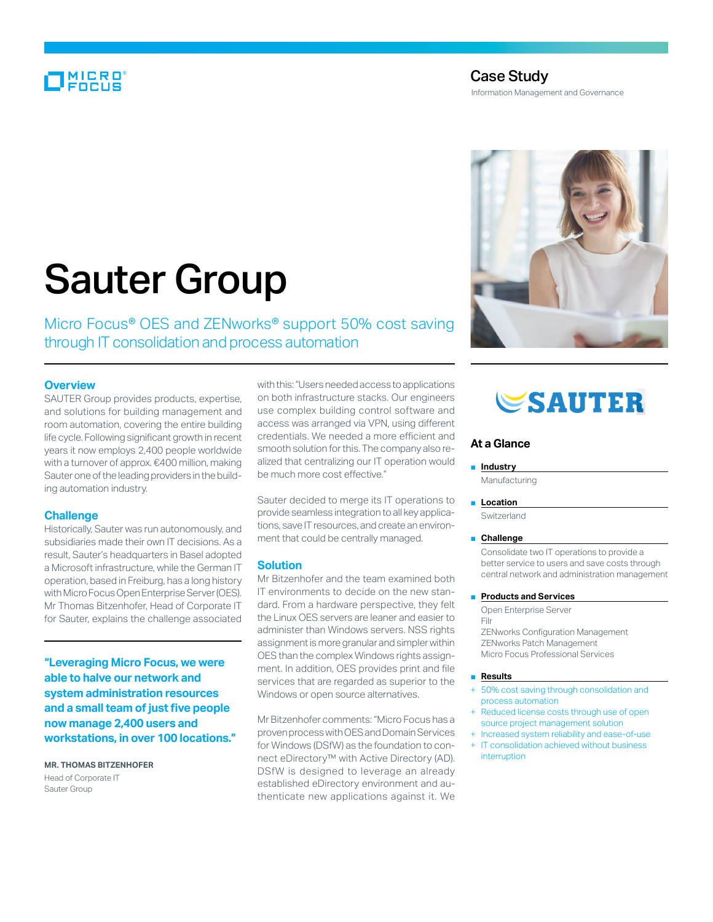Case Study

Information Management and Governance

# Sauter Group

## Micro Focus® OES and ZENworks® support 50% cost saving through IT consolidation and process automation

### Overview

SAUTER Group provides products, expertise, and solutions for building management and room automation, covering the entire building life cycle. Following significant growth in recent years it now employs 2,400 people worldwide with a turnover of approx. €400 million, making Sauter one of the leading providers in the building automation industry.

### Challenge

Historically, Sauter was run autonomously, and subsidiaries made their own IT decisions. As a result, Sauter's headquarters in Basel adopted a Microsoft infrastructure, while the German IT operation, based in Freiburg, has a long history with Micro Focus Open Enterprise Server (OES). Mr Thomas Bitzenhofer, Head of Corporate IT for Sauter, explains the challenge associated with this: "Users needed access to applications on both infrastructure stacks. Our engineers use complex building control software and access was arranged via VPN, using different credentials. We needed a more efficient and smooth solution for this. The company also realized that centralizing our IT operation would be much more cost effective."

Sauter decided to merge its IT operations to provide seamless integration to all key applications, save IT resources, and create an environment that could be centrally managed.

> **"Leveraging Micro Focus, we were able to halve our network and system administration resources and a small team of just five people now manage 2,400 users and workstations, in over 100 locations."**
>
> **MR. THOMAS BITZENHOFER**
> Head of Corporate IT
> Sauter Group

### Solution

Mr Bitzenhofer and the team examined both IT environments to decide on the new standard. From a hardware perspective, they felt the Linux OES servers are leaner and easier to administer than Windows servers. NSS rights assignment is more granular and simpler within OES than the complex Windows rights assignment. In addition, OES provides print and file services that are regarded as superior to the Windows or open source alternatives.

Mr Bitzenhofer comments: "Micro Focus has a proven process with OES and Domain Services for Windows (DSfW) as the foundation to connect eDirectory™ with Active Directory (AD). DSfW is designed to leverage an already established eDirectory environment and authenticate new applications against it. We

### At a Glance

- **Industry**
  Manufacturing
- **Location**
  Switzerland
- **Challenge**
  Consolidate two IT operations to provide a better service to users and save costs through central network and administration management
- **Products and Services**
  Open Enterprise Server
  Filr
  ZENworks Configuration Management
  ZENworks Patch Management
  Micro Focus Professional Services
- **Results**
  + 50% cost saving through consolidation and process automation
  + Reduced license costs through use of open source project management solution
  + Increased system reliability and ease-of-use
  + IT consolidation achieved without business interruption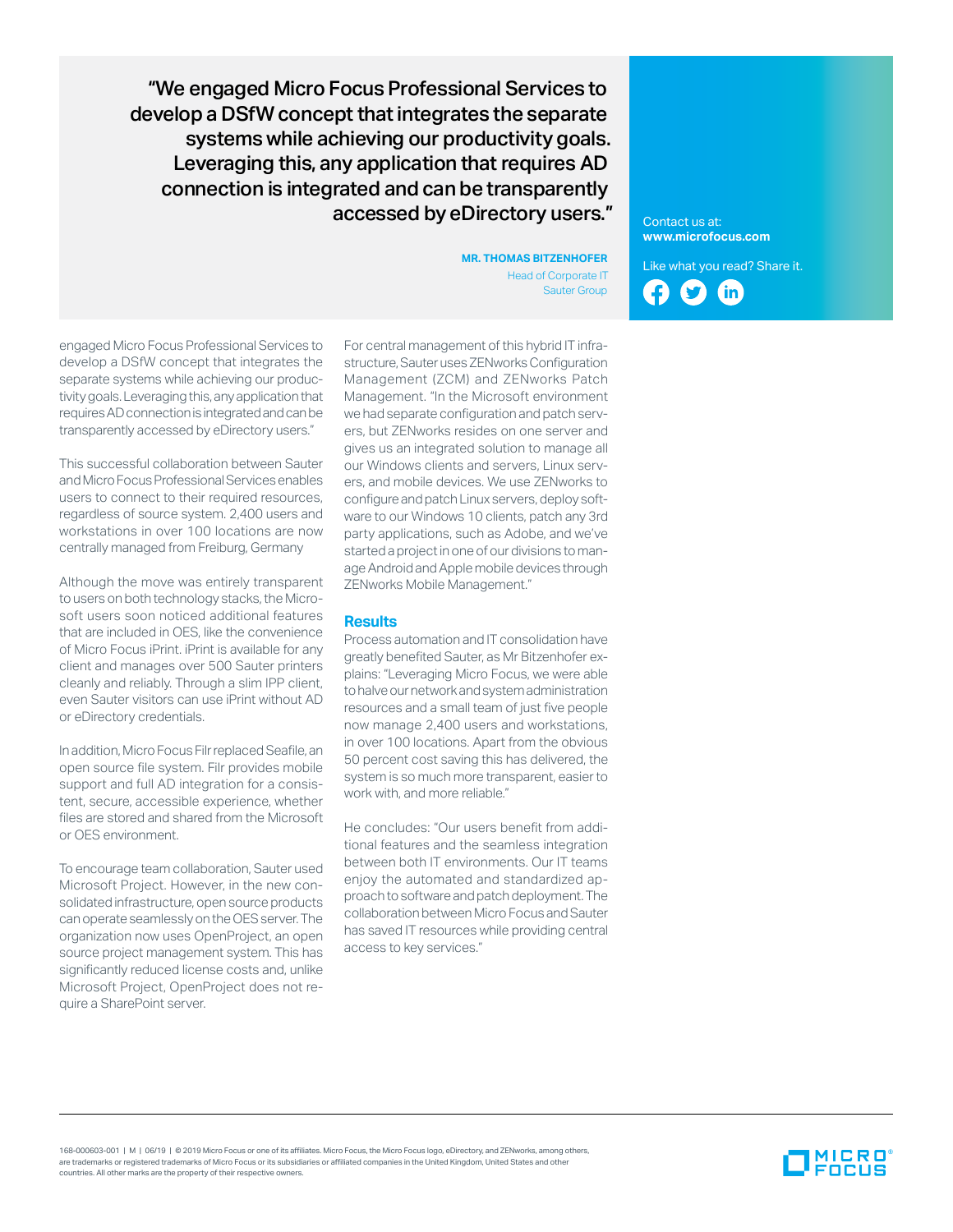> "We engaged Micro Focus Professional Services to develop a DSfW concept that integrates the separate systems while achieving our productivity goals. Leveraging this, any application that requires AD connection is integrated and can be transparently accessed by eDirectory users."

**MR. THOMAS BITZENHOFER**
Head of Corporate IT
Sauter Group

Contact us at:
**www.microfocus.com**

Like what you read? Share it.

engaged Micro Focus Professional Services to develop a DSfW concept that integrates the separate systems while achieving our productivity goals. Leveraging this, any application that requires AD connection is integrated and can be transparently accessed by eDirectory users."

This successful collaboration between Sauter and Micro Focus Professional Services enables users to connect to their required resources, regardless of source system. 2,400 users and workstations in over 100 locations are now centrally managed from Freiburg, Germany

Although the move was entirely transparent to users on both technology stacks, the Microsoft users soon noticed additional features that are included in OES, like the convenience of Micro Focus iPrint. iPrint is available for any client and manages over 500 Sauter printers cleanly and reliably. Through a slim IPP client, even Sauter visitors can use iPrint without AD or eDirectory credentials.

In addition, Micro Focus Filr replaced Seafile, an open source file system. Filr provides mobile support and full AD integration for a consistent, secure, accessible experience, whether files are stored and shared from the Microsoft or OES environment.

To encourage team collaboration, Sauter used Microsoft Project. However, in the new consolidated infrastructure, open source products can operate seamlessly on the OES server. The organization now uses OpenProject, an open source project management system. This has significantly reduced license costs and, unlike Microsoft Project, OpenProject does not require a SharePoint server.

For central management of this hybrid IT infrastructure, Sauter uses ZENworks Configuration Management (ZCM) and ZENworks Patch Management. "In the Microsoft environment we had separate configuration and patch servers, but ZENworks resides on one server and gives us an integrated solution to manage all our Windows clients and servers, Linux servers, and mobile devices. We use ZENworks to configure and patch Linux servers, deploy software to our Windows 10 clients, patch any 3rd party applications, such as Adobe, and we've started a project in one of our divisions to manage Android and Apple mobile devices through ZENworks Mobile Management."

## Results

Process automation and IT consolidation have greatly benefited Sauter, as Mr Bitzenhofer explains: "Leveraging Micro Focus, we were able to halve our network and system administration resources and a small team of just five people now manage 2,400 users and workstations, in over 100 locations. Apart from the obvious 50 percent cost saving this has delivered, the system is so much more transparent, easier to work with, and more reliable."

He concludes: "Our users benefit from additional features and the seamless integration between both IT environments. Our IT teams enjoy the automated and standardized approach to software and patch deployment. The collaboration between Micro Focus and Sauter has saved IT resources while providing central access to key services."

168-000603-001 | M | 06/19 | © 2019 Micro Focus or one of its affiliates. Micro Focus, the Micro Focus logo, eDirectory, and ZENworks, among others, are trademarks or registered trademarks of Micro Focus or its subsidiaries or affiliated companies in the United Kingdom, United States and other countries. All other marks are the property of their respective owners.